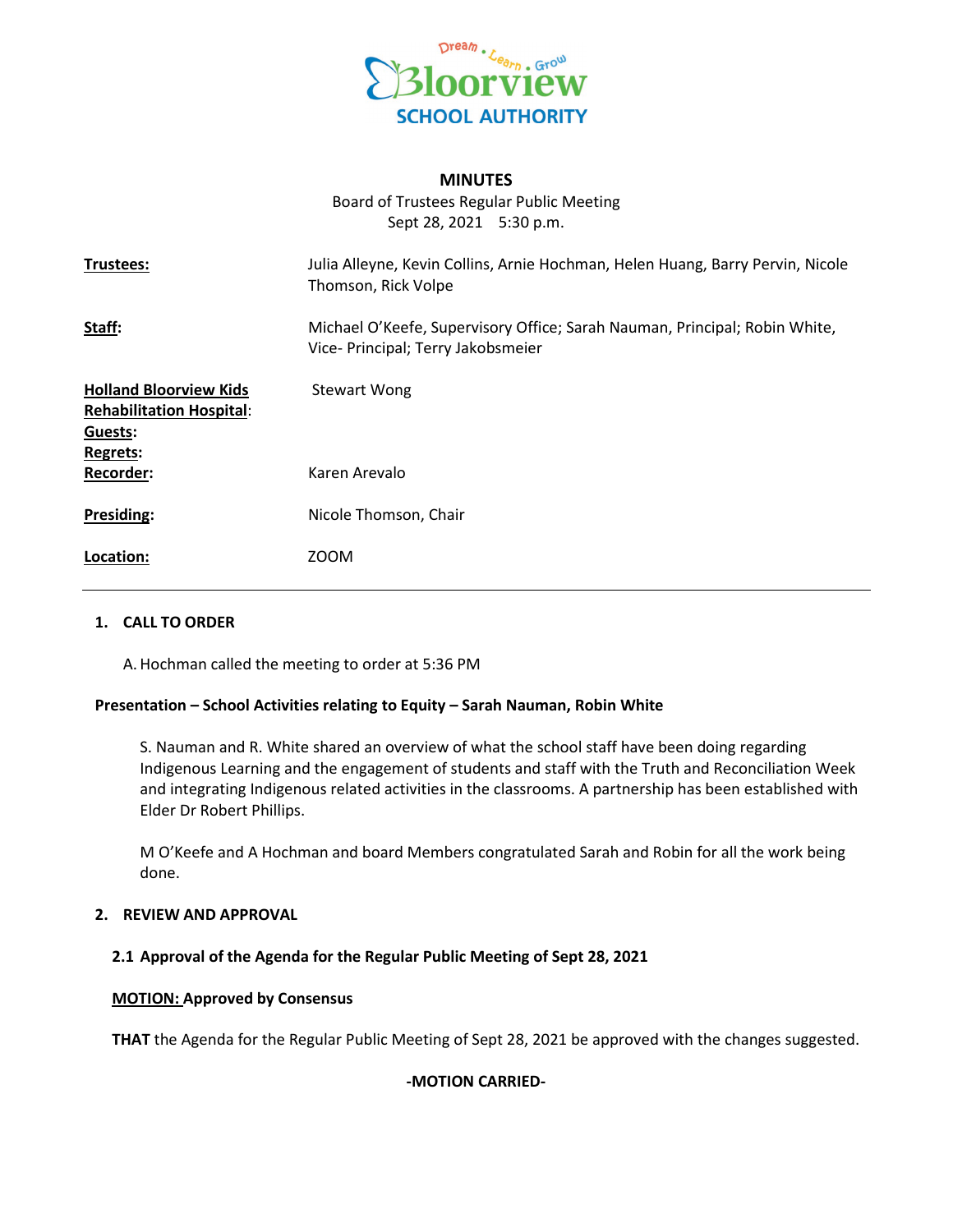Bloorview SCHOOL AUTHORITY

Dream • Learn • Grow

# MINUTES

Board of Trustees Regular Public Meeting
Sept 28, 2021 5:30 p.m.

| | |
|---|---|
| **Trustees:** | Julia Alleyne, Kevin Collins, Arnie Hochman, Helen Huang, Barry Pervin, Nicole Thomson, Rick Volpe |
| **Staff:** | Michael O'Keefe, Supervisory Office; Sarah Nauman, Principal; Robin White, Vice- Principal; Terry Jakobsmeier |
| **Holland Bloorview Kids Rehabilitation Hospital:** | Stewart Wong |
| **Guests:** | |
| **Regrets:** | |
| **Recorder:** | Karen Arevalo |
| **Presiding:** | Nicole Thomson, Chair |
| **Location:** | ZOOM |

---

## 1. CALL TO ORDER

A. Hochman called the meeting to order at 5:36 PM

### Presentation – School Activities relating to Equity – Sarah Nauman, Robin White

S. Nauman and R. White shared an overview of what the school staff have been doing regarding Indigenous Learning and the engagement of students and staff with the Truth and Reconciliation Week and integrating Indigenous related activities in the classrooms. A partnership has been established with Elder Dr Robert Phillips.

M O'Keefe and A Hochman and board Members congratulated Sarah and Robin for all the work being done.

## 2. REVIEW AND APPROVAL

### 2.1 Approval of the Agenda for the Regular Public Meeting of Sept 28, 2021

**MOTION: Approved by Consensus**

**THAT** the Agenda for the Regular Public Meeting of Sept 28, 2021 be approved with the changes suggested.

**-MOTION CARRIED-**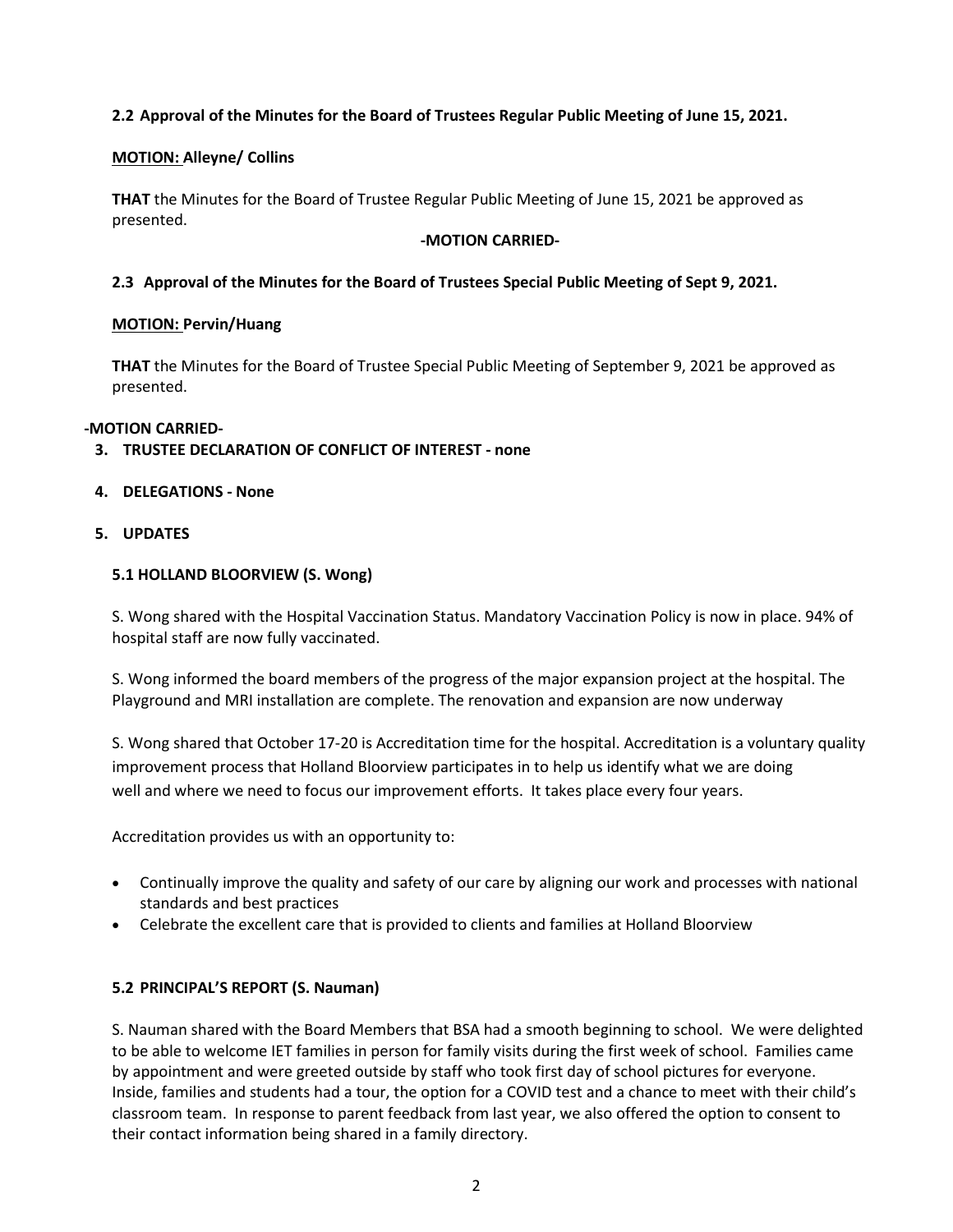### 2.2 Approval of the Minutes for the Board of Trustees Regular Public Meeting of June 15, 2021.

**MOTION: Alleyne/ Collins**

**THAT** the Minutes for the Board of Trustee Regular Public Meeting of June 15, 2021 be approved as presented.

**-MOTION CARRIED-**

### 2.3 Approval of the Minutes for the Board of Trustees Special Public Meeting of Sept 9, 2021.

**MOTION: Pervin/Huang**

**THAT** the Minutes for the Board of Trustee Special Public Meeting of September 9, 2021 be approved as presented.

**-MOTION CARRIED-**

## 3. TRUSTEE DECLARATION OF CONFLICT OF INTEREST - none

## 4. DELEGATIONS - None

## 5. UPDATES

### 5.1 HOLLAND BLOORVIEW (S. Wong)

S. Wong shared with the Hospital Vaccination Status. Mandatory Vaccination Policy is now in place. 94% of hospital staff are now fully vaccinated.

S. Wong informed the board members of the progress of the major expansion project at the hospital. The Playground and MRI installation are complete. The renovation and expansion are now underway

S. Wong shared that October 17-20 is Accreditation time for the hospital. Accreditation is a voluntary quality improvement process that Holland Bloorview participates in to help us identify what we are doing well and where we need to focus our improvement efforts. It takes place every four years.

Accreditation provides us with an opportunity to:

- Continually improve the quality and safety of our care by aligning our work and processes with national standards and best practices
- Celebrate the excellent care that is provided to clients and families at Holland Bloorview

### 5.2 PRINCIPAL'S REPORT (S. Nauman)

S. Nauman shared with the Board Members that BSA had a smooth beginning to school. We were delighted to be able to welcome IET families in person for family visits during the first week of school. Families came by appointment and were greeted outside by staff who took first day of school pictures for everyone. Inside, families and students had a tour, the option for a COVID test and a chance to meet with their child's classroom team. In response to parent feedback from last year, we also offered the option to consent to their contact information being shared in a family directory.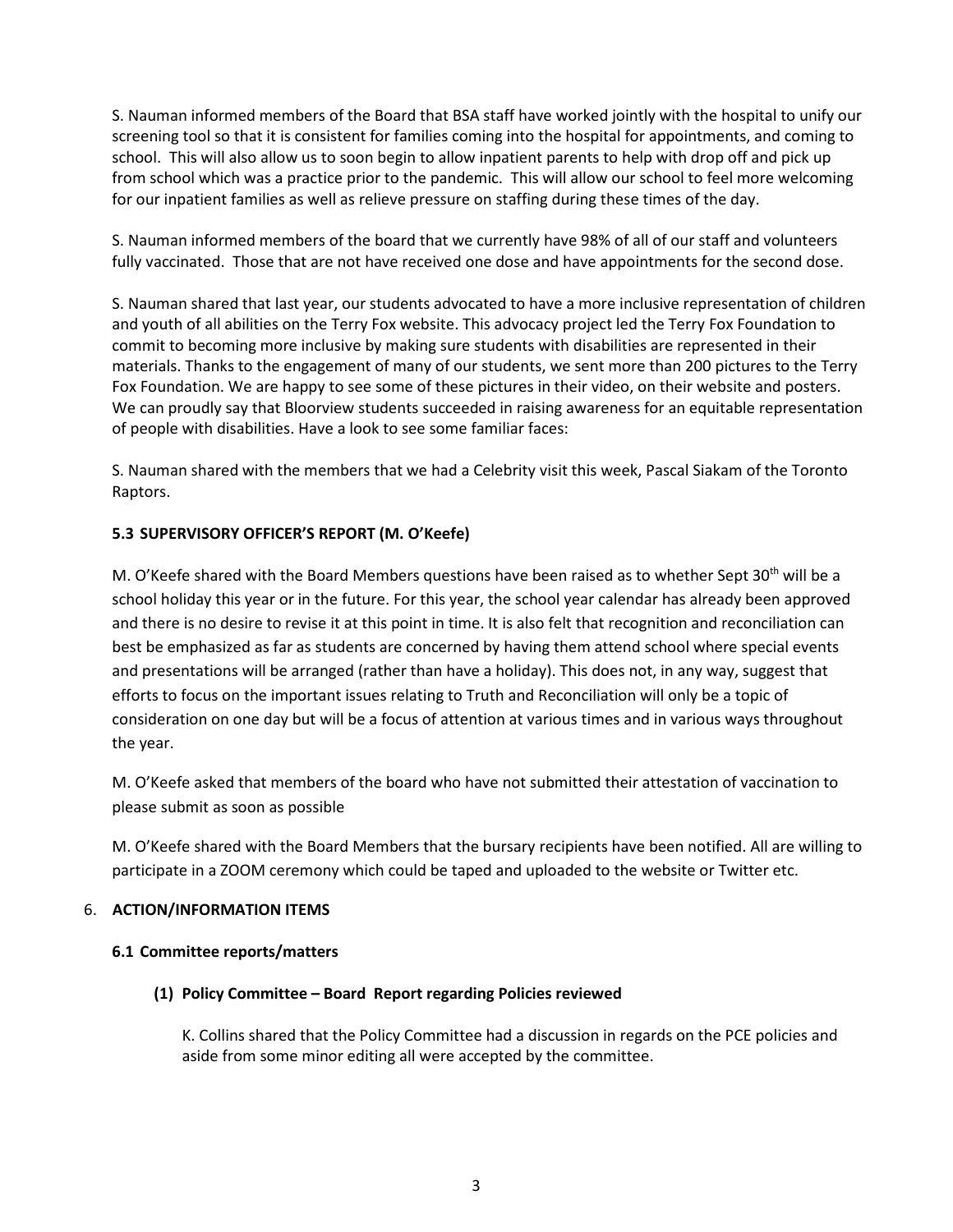S. Nauman informed members of the Board that BSA staff have worked jointly with the hospital to unify our screening tool so that it is consistent for families coming into the hospital for appointments, and coming to school. This will also allow us to soon begin to allow inpatient parents to help with drop off and pick up from school which was a practice prior to the pandemic. This will allow our school to feel more welcoming for our inpatient families as well as relieve pressure on staffing during these times of the day.

S. Nauman informed members of the board that we currently have 98% of all of our staff and volunteers fully vaccinated. Those that are not have received one dose and have appointments for the second dose.

S. Nauman shared that last year, our students advocated to have a more inclusive representation of children and youth of all abilities on the Terry Fox website. This advocacy project led the Terry Fox Foundation to commit to becoming more inclusive by making sure students with disabilities are represented in their materials. Thanks to the engagement of many of our students, we sent more than 200 pictures to the Terry Fox Foundation. We are happy to see some of these pictures in their video, on their website and posters. We can proudly say that Bloorview students succeeded in raising awareness for an equitable representation of people with disabilities. Have a look to see some familiar faces:

S. Nauman shared with the members that we had a Celebrity visit this week, Pascal Siakam of the Toronto Raptors.

### 5.3 SUPERVISORY OFFICER'S REPORT (M. O'Keefe)

M. O'Keefe shared with the Board Members questions have been raised as to whether Sept 30th will be a school holiday this year or in the future. For this year, the school year calendar has already been approved and there is no desire to revise it at this point in time. It is also felt that recognition and reconciliation can best be emphasized as far as students are concerned by having them attend school where special events and presentations will be arranged (rather than have a holiday). This does not, in any way, suggest that efforts to focus on the important issues relating to Truth and Reconciliation will only be a topic of consideration on one day but will be a focus of attention at various times and in various ways throughout the year.

M. O'Keefe asked that members of the board who have not submitted their attestation of vaccination to please submit as soon as possible

M. O'Keefe shared with the Board Members that the bursary recipients have been notified. All are willing to participate in a ZOOM ceremony which could be taped and uploaded to the website or Twitter etc.

## 6. ACTION/INFORMATION ITEMS

### 6.1 Committee reports/matters

#### (1) Policy Committee – Board Report regarding Policies reviewed

K. Collins shared that the Policy Committee had a discussion in regards on the PCE policies and aside from some minor editing all were accepted by the committee.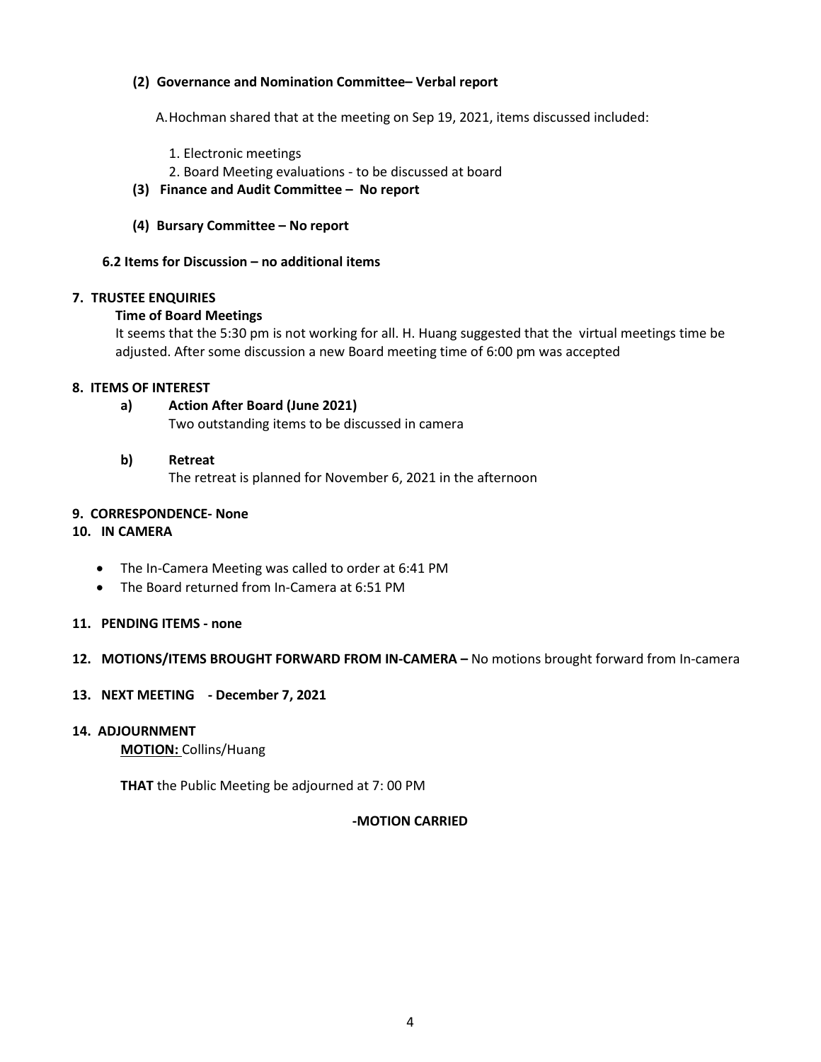**(2) Governance and Nomination Committee– Verbal report**

A.Hochman shared that at the meeting on Sep 19, 2021, items discussed included:

1. Electronic meetings
2. Board Meeting evaluations - to be discussed at board

**(3) Finance and Audit Committee – No report**

**(4) Bursary Committee – No report**

**6.2 Items for Discussion – no additional items**

## 7. TRUSTEE ENQUIRIES

**Time of Board Meetings**

It seems that the 5:30 pm is not working for all. H. Huang suggested that the virtual meetings time be adjusted. After some discussion a new Board meeting time of 6:00 pm was accepted

## 8. ITEMS OF INTEREST

**a) Action After Board (June 2021)**

Two outstanding items to be discussed in camera

**b) Retreat**

The retreat is planned for November 6, 2021 in the afternoon

## 9. CORRESPONDENCE- None

## 10. IN CAMERA

- The In-Camera Meeting was called to order at 6:41 PM
- The Board returned from In-Camera at 6:51 PM

## 11. PENDING ITEMS - none

## 12. MOTIONS/ITEMS BROUGHT FORWARD FROM IN-CAMERA – No motions brought forward from In-camera

## 13. NEXT MEETING - December 7, 2021

## 14. ADJOURNMENT

**MOTION:** Collins/Huang

**THAT** the Public Meeting be adjourned at 7: 00 PM

**-MOTION CARRIED**